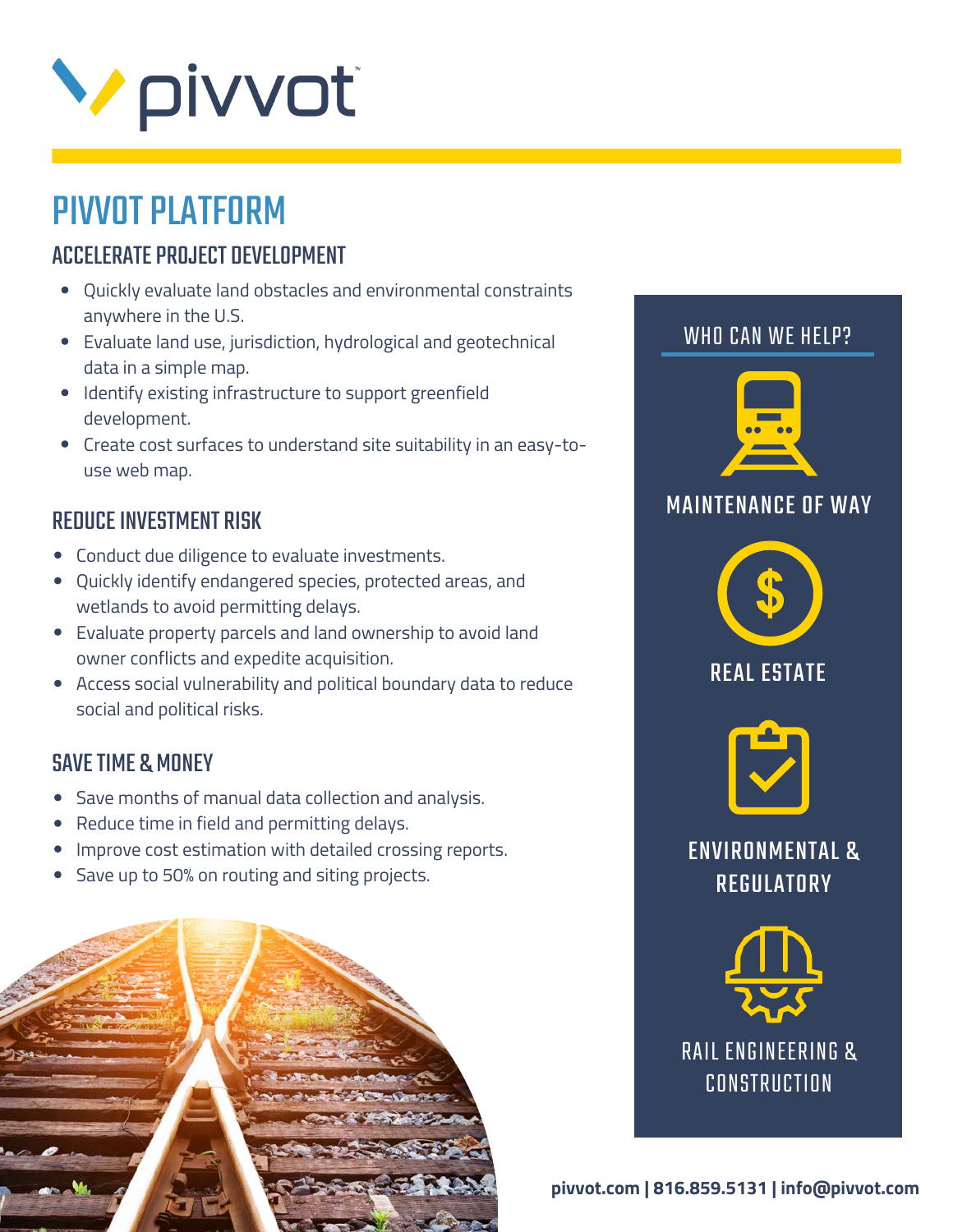pivvot™

# PIVVOT PLATFORM

## ACCELERATE PROJECT DEVELOPMENT

- Quickly evaluate land obstacles and environmental constraints anywhere in the U.S.
- Evaluate land use, jurisdiction, hydrological and geotechnical data in a simple map.
- Identify existing infrastructure to support greenfield development.
- Create cost surfaces to understand site suitability in an easy-to-use web map.

## REDUCE INVESTMENT RISK

- Conduct due diligence to evaluate investments.
- Quickly identify endangered species, protected areas, and wetlands to avoid permitting delays.
- Evaluate property parcels and land ownership to avoid land owner conflicts and expedite acquisition.
- Access social vulnerability and political boundary data to reduce social and political risks.

## SAVE TIME & MONEY

- Save months of manual data collection and analysis.
- Reduce time in field and permitting delays.
- Improve cost estimation with detailed crossing reports.
- Save up to 50% on routing and siting projects.

## WHO CAN WE HELP?

- MAINTENANCE OF WAY
- REAL ESTATE
- ENVIRONMENTAL & REGULATORY
- RAIL ENGINEERING & CONSTRUCTION

**pivvot.com | 816.859.5131 | info@pivvot.com**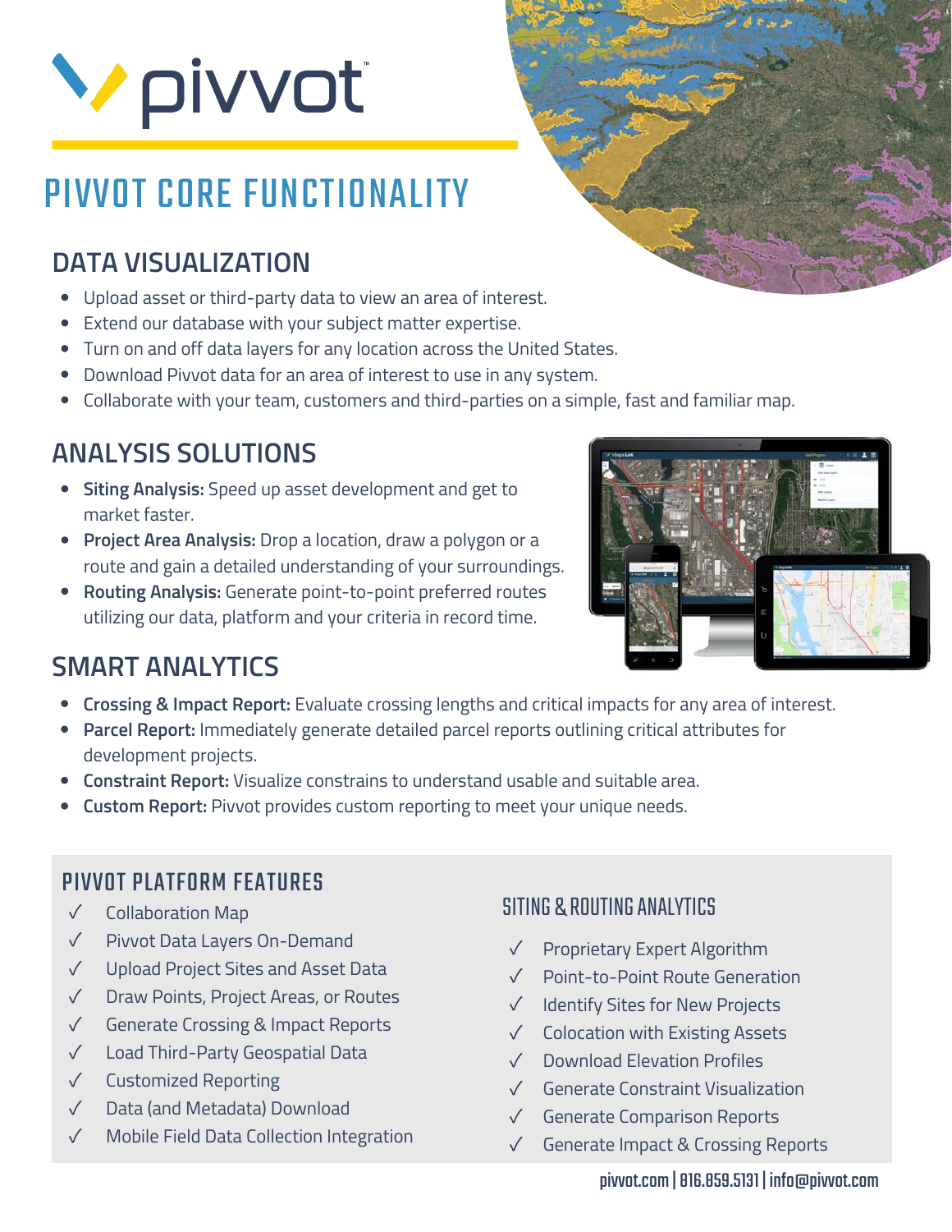pivvot™

# PIVVOT CORE FUNCTIONALITY

## DATA VISUALIZATION

- Upload asset or third-party data to view an area of interest.
- Extend our database with your subject matter expertise.
- Turn on and off data layers for any location across the United States.
- Download Pivvot data for an area of interest to use in any system.
- Collaborate with your team, customers and third-parties on a simple, fast and familiar map.

## ANALYSIS SOLUTIONS

- **Siting Analysis:** Speed up asset development and get to market faster.
- **Project Area Analysis:** Drop a location, draw a polygon or a route and gain a detailed understanding of your surroundings.
- **Routing Analysis:** Generate point-to-point preferred routes utilizing our data, platform and your criteria in record time.

## SMART ANALYTICS

- **Crossing & Impact Report:** Evaluate crossing lengths and critical impacts for any area of interest.
- **Parcel Report:** Immediately generate detailed parcel reports outlining critical attributes for development projects.
- **Constraint Report:** Visualize constrains to understand usable and suitable area.
- **Custom Report:** Pivvot provides custom reporting to meet your unique needs.

## PIVVOT PLATFORM FEATURES

- ✓ Collaboration Map
- ✓ Pivvot Data Layers On-Demand
- ✓ Upload Project Sites and Asset Data
- ✓ Draw Points, Project Areas, or Routes
- ✓ Generate Crossing & Impact Reports
- ✓ Load Third-Party Geospatial Data
- ✓ Customized Reporting
- ✓ Data (and Metadata) Download
- ✓ Mobile Field Data Collection Integration

### SITING & ROUTING ANALYTICS

- ✓ Proprietary Expert Algorithm
- ✓ Point-to-Point Route Generation
- ✓ Identify Sites for New Projects
- ✓ Colocation with Existing Assets
- ✓ Download Elevation Profiles
- ✓ Generate Constraint Visualization
- ✓ Generate Comparison Reports
- ✓ Generate Impact & Crossing Reports

pivvot.com | 816.859.5131 | info@pivvot.com